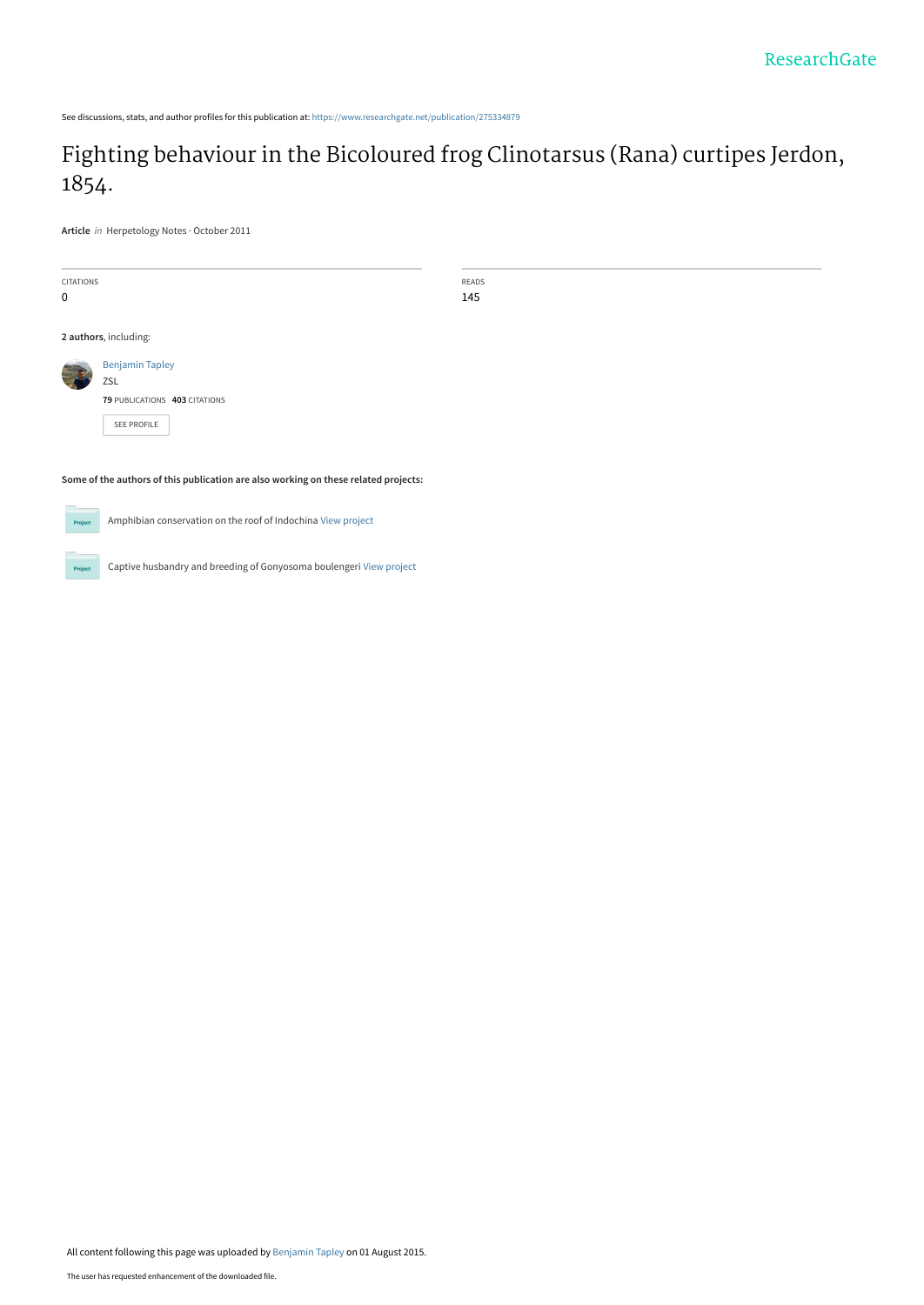See discussions, stats, and author profiles for this publication at: https://www.researchgate.net/publication/275334879

# Fighting behaviour in the Bicoloured frog Clinotarsus (Rana) curtipes Jerdon, 1854.

**Article** *in* Herpetology Notes · October 2011

| CITATIONS | READS |
|---|---|
| 0 | 145 |

**2 authors**, including:

Benjamin Tapley
ZSL
**79** PUBLICATIONS **403** CITATIONS

SEE PROFILE

**Some of the authors of this publication are also working on these related projects:**

Amphibian conservation on the roof of Indochina View project

Captive husbandry and breeding of Gonyosoma boulengeri View project

All content following this page was uploaded by Benjamin Tapley on 01 August 2015.

The user has requested enhancement of the downloaded file.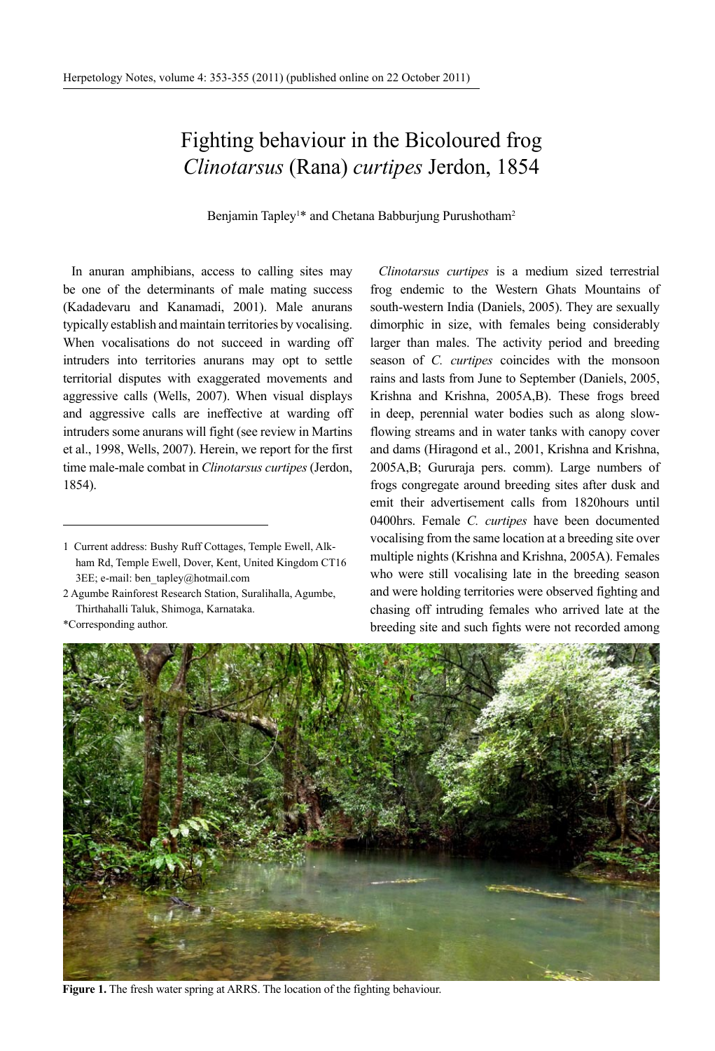# Fighting behaviour in the Bicoloured frog *Clinotarsus* (Rana) *curtipes* Jerdon, 1854

Benjamin Tapley[1]* and Chetana Babburjung Purushotham[2]

In anuran amphibians, access to calling sites may be one of the determinants of male mating success (Kadadevaru and Kanamadi, 2001). Male anurans typically establish and maintain territories by vocalising. When vocalisations do not succeed in warding off intruders into territories anurans may opt to settle territorial disputes with exaggerated movements and aggressive calls (Wells, 2007). When visual displays and aggressive calls are ineffective at warding off intruders some anurans will fight (see review in Martins et al., 1998, Wells, 2007). Herein, we report for the first time male-male combat in *Clinotarsus curtipes* (Jerdon, 1854).

*Clinotarsus curtipes* is a medium sized terrestrial frog endemic to the Western Ghats Mountains of south-western India (Daniels, 2005). They are sexually dimorphic in size, with females being considerably larger than males. The activity period and breeding season of *C. curtipes* coincides with the monsoon rains and lasts from June to September (Daniels, 2005, Krishna and Krishna, 2005A,B). These frogs breed in deep, perennial water bodies such as along slow-flowing streams and in water tanks with canopy cover and dams (Hiragond et al., 2001, Krishna and Krishna, 2005A,B; Gururaja pers. comm). Large numbers of frogs congregate around breeding sites after dusk and emit their advertisement calls from 1820hours until 0400hrs. Female *C. curtipes* have been documented vocalising from the same location at a breeding site over multiple nights (Krishna and Krishna, 2005A). Females who were still vocalising late in the breeding season and were holding territories were observed fighting and chasing off intruding females who arrived late at the breeding site and such fights were not recorded among

1 Current address: Bushy Ruff Cottages, Temple Ewell, Alkham Rd, Temple Ewell, Dover, Kent, United Kingdom CT16 3EE; e-mail: ben_tapley@hotmail.com

2 Agumbe Rainforest Research Station, Suralihalla, Agumbe, Thirthahalli Taluk, Shimoga, Karnataka.

*Corresponding author.

**Figure 1.** The fresh water spring at ARRS. The location of the fighting behaviour.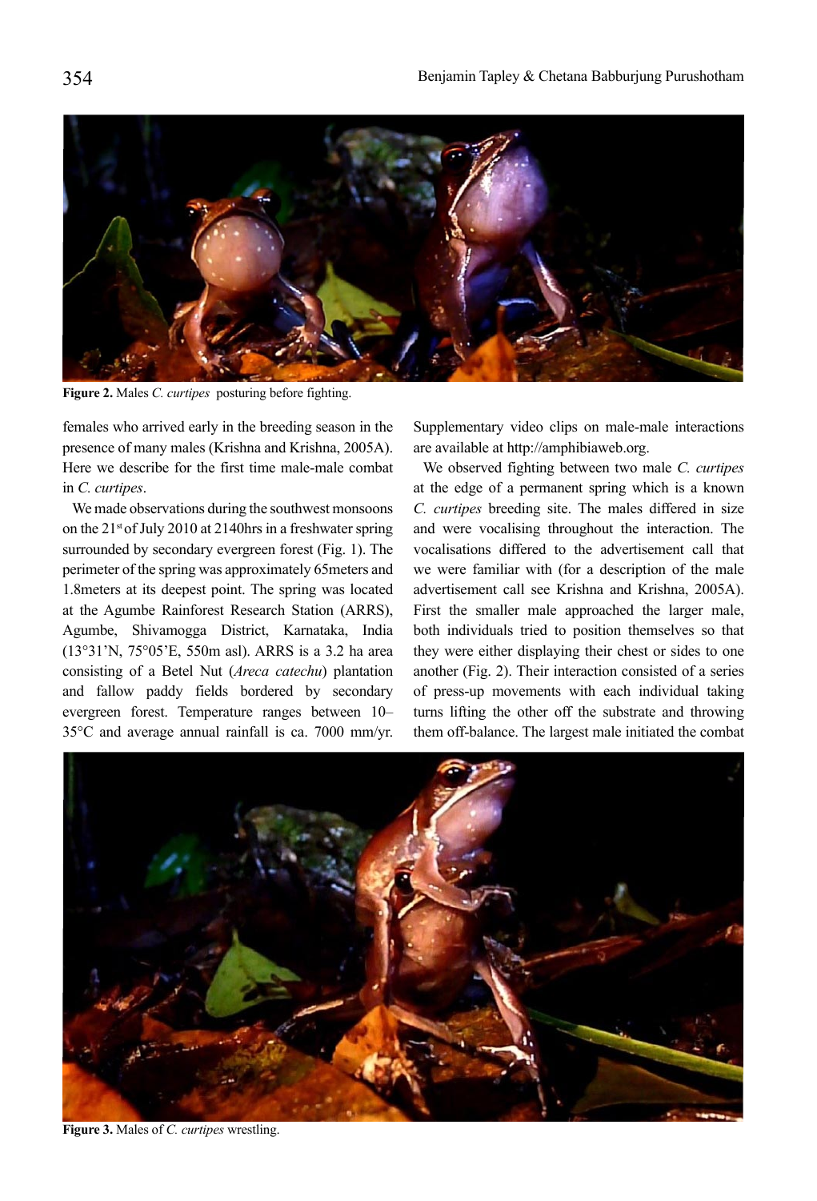Figure 2. Males *C. curtipes* posturing before fighting.

females who arrived early in the breeding season in the presence of many males (Krishna and Krishna, 2005A). Here we describe for the first time male-male combat in *C. curtipes*.

We made observations during the southwest monsoons on the 21st of July 2010 at 2140hrs in a freshwater spring surrounded by secondary evergreen forest (Fig. 1). The perimeter of the spring was approximately 65meters and 1.8meters at its deepest point. The spring was located at the Agumbe Rainforest Research Station (ARRS), Agumbe, Shivamogga District, Karnataka, India (13°31'N, 75°05'E, 550m asl). ARRS is a 3.2 ha area consisting of a Betel Nut (*Areca catechu*) plantation and fallow paddy fields bordered by secondary evergreen forest. Temperature ranges between 10–35°C and average annual rainfall is ca. 7000 mm/yr. Supplementary video clips on male-male interactions are available at http://amphibiaweb.org.

We observed fighting between two male *C. curtipes* at the edge of a permanent spring which is a known *C. curtipes* breeding site. The males differed in size and were vocalising throughout the interaction. The vocalisations differed to the advertisement call that we were familiar with (for a description of the male advertisement call see Krishna and Krishna, 2005A). First the smaller male approached the larger male, both individuals tried to position themselves so that they were either displaying their chest or sides to one another (Fig. 2). Their interaction consisted of a series of press-up movements with each individual taking turns lifting the other off the substrate and throwing them off-balance. The largest male initiated the combat

Figure 3. Males of *C. curtipes* wrestling.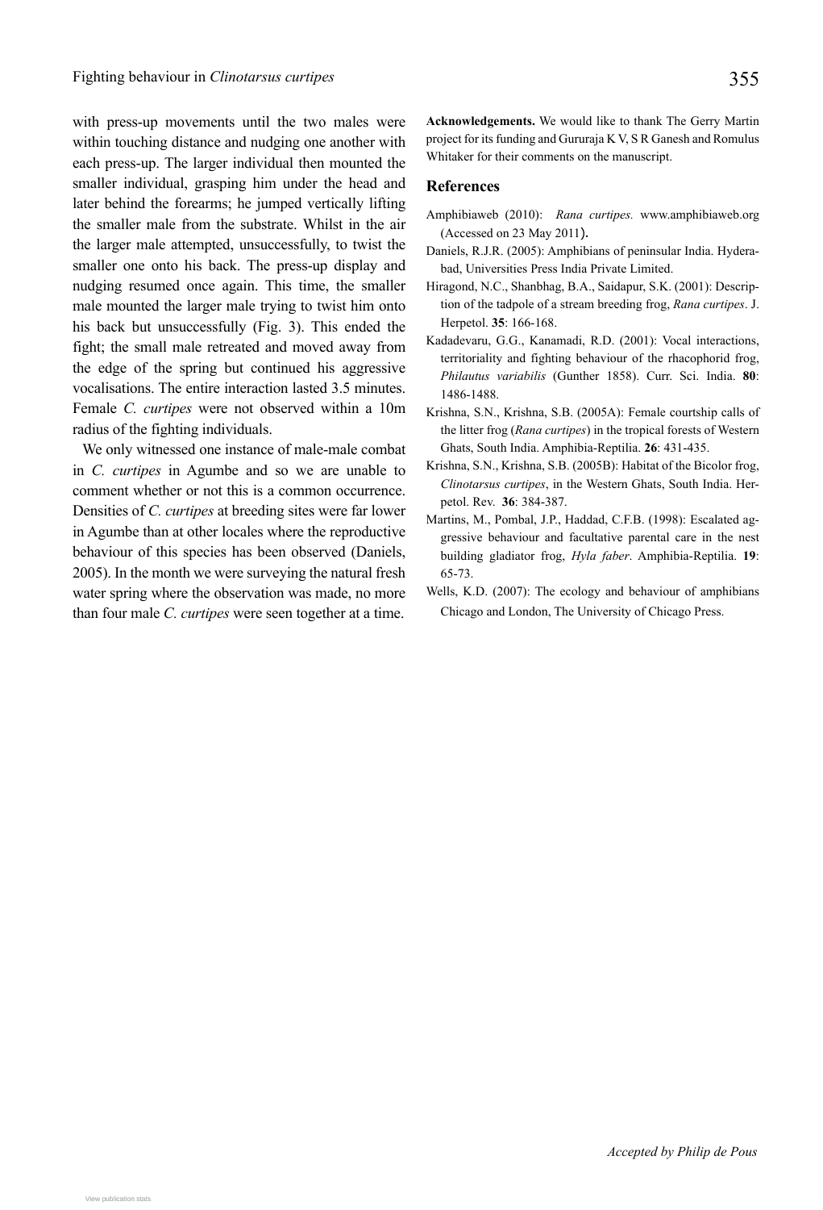with press-up movements until the two males were within touching distance and nudging one another with each press-up. The larger individual then mounted the smaller individual, grasping him under the head and later behind the forearms; he jumped vertically lifting the smaller male from the substrate. Whilst in the air the larger male attempted, unsuccessfully, to twist the smaller one onto his back. The press-up display and nudging resumed once again. This time, the smaller male mounted the larger male trying to twist him onto his back but unsuccessfully (Fig. 3). This ended the fight; the small male retreated and moved away from the edge of the spring but continued his aggressive vocalisations. The entire interaction lasted 3.5 minutes. Female *C. curtipes* were not observed within a 10m radius of the fighting individuals.

We only witnessed one instance of male-male combat in *C. curtipes* in Agumbe and so we are unable to comment whether or not this is a common occurrence. Densities of *C. curtipes* at breeding sites were far lower in Agumbe than at other locales where the reproductive behaviour of this species has been observed (Daniels, 2005). In the month we were surveying the natural fresh water spring where the observation was made, no more than four male *C. curtipes* were seen together at a time.

**Acknowledgements.** We would like to thank The Gerry Martin project for its funding and Gururaja K V, S R Ganesh and Romulus Whitaker for their comments on the manuscript.

## References

Amphibiaweb (2010): *Rana curtipes.* www.amphibiaweb.org (Accessed on 23 May 2011).

Daniels, R.J.R. (2005): Amphibians of peninsular India. Hyderabad, Universities Press India Private Limited.

Hiragond, N.C., Shanbhag, B.A., Saidapur, S.K. (2001): Description of the tadpole of a stream breeding frog, *Rana curtipes*. J. Herpetol. **35**: 166-168.

Kadadevaru, G.G., Kanamadi, R.D. (2001): Vocal interactions, territoriality and fighting behaviour of the rhacophorid frog, *Philautus variabilis* (Gunther 1858). Curr. Sci. India. **80**: 1486-1488.

Krishna, S.N., Krishna, S.B. (2005A): Female courtship calls of the litter frog (*Rana curtipes*) in the tropical forests of Western Ghats, South India. Amphibia-Reptilia. **26**: 431-435.

Krishna, S.N., Krishna, S.B. (2005B): Habitat of the Bicolor frog, *Clinotarsus curtipes*, in the Western Ghats, South India. Herpetol. Rev. **36**: 384-387.

Martins, M., Pombal, J.P., Haddad, C.F.B. (1998): Escalated aggressive behaviour and facultative parental care in the nest building gladiator frog, *Hyla faber*. Amphibia-Reptilia. **19**: 65-73.

Wells, K.D. (2007): The ecology and behaviour of amphibians Chicago and London, The University of Chicago Press.

*Accepted by Philip de Pous*